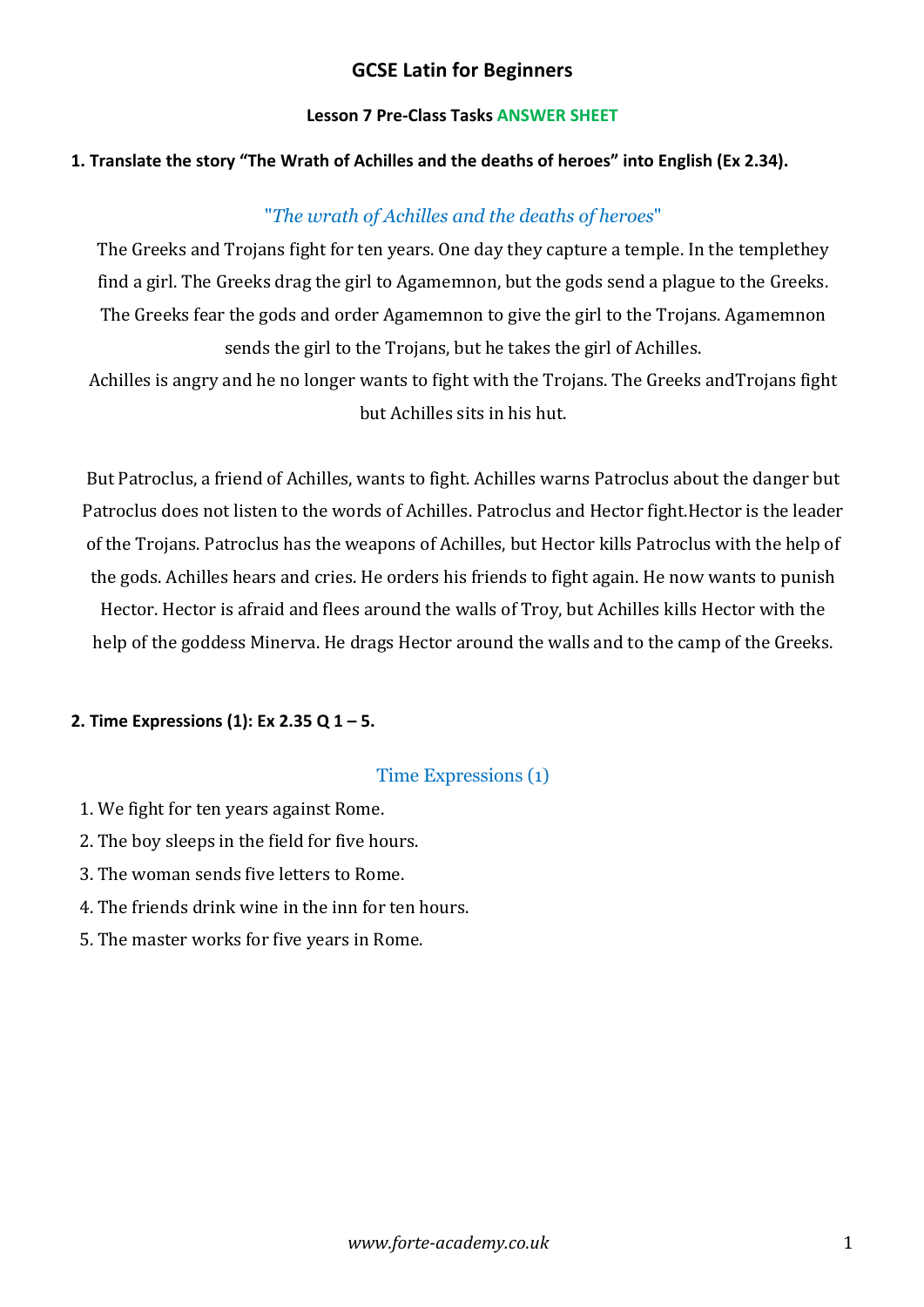# GCSE Latin for Beginners

### Lesson 7 Pre-Class Tasks ANSWER SHEET

**1. Translate the story "The Wrath of Achilles and the deaths of heroes" into English (Ex 2.34).**

## "*The wrath of Achilles and the deaths of heroes*"

The Greeks and Trojans fight for ten years. One day they capture a temple. In the templethey find a girl. The Greeks drag the girl to Agamemnon, but the gods send a plague to the Greeks. The Greeks fear the gods and order Agamemnon to give the girl to the Trojans. Agamemnon sends the girl to the Trojans, but he takes the girl of Achilles.

Achilles is angry and he no longer wants to fight with the Trojans. The Greeks andTrojans fight but Achilles sits in his hut.

But Patroclus, a friend of Achilles, wants to fight. Achilles warns Patroclus about the danger but Patroclus does not listen to the words of Achilles. Patroclus and Hector fight.Hector is the leader of the Trojans. Patroclus has the weapons of Achilles, but Hector kills Patroclus with the help of the gods. Achilles hears and cries. He orders his friends to fight again. He now wants to punish Hector. Hector is afraid and flees around the walls of Troy, but Achilles kills Hector with the help of the goddess Minerva. He drags Hector around the walls and to the camp of the Greeks.

**2. Time Expressions (1): Ex 2.35 Q 1 – 5.**

## Time Expressions (1)

1. We fight for ten years against Rome.
2. The boy sleeps in the field for five hours.
3. The woman sends five letters to Rome.
4. The friends drink wine in the inn for ten hours.
5. The master works for five years in Rome.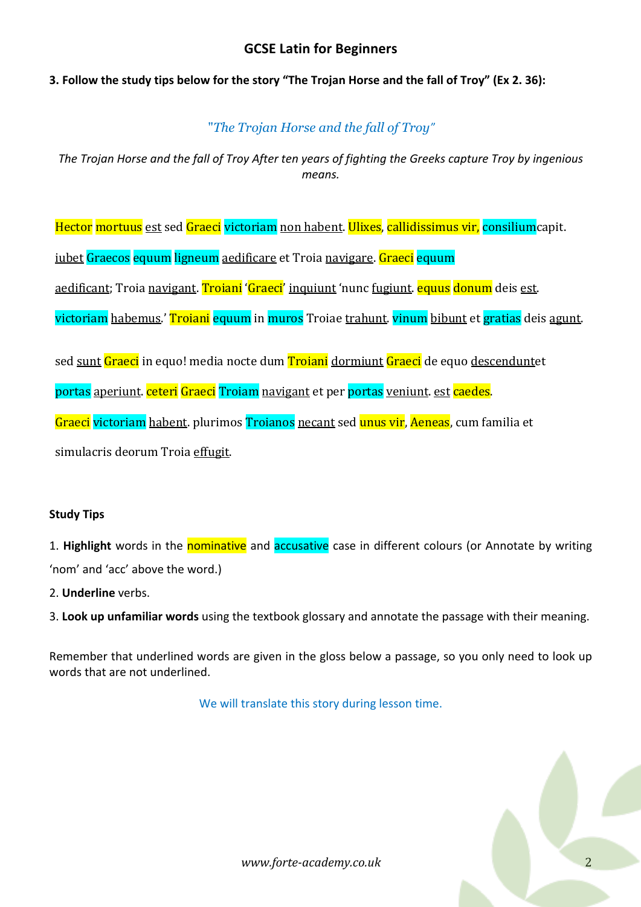## GCSE Latin for Beginners

**3. Follow the study tips below for the story "The Trojan Horse and the fall of Troy" (Ex 2. 36):**

*"The Trojan Horse and the fall of Troy"*

*The Trojan Horse and the fall of Troy After ten years of fighting the Greeks capture Troy by ingenious means.*

Hector mortuus est sed Graeci victoriam non habent. Ulixes, callidissimus vir, consiliumcapit. iubet Graecos equum ligneum aedificare et Troia navigare. Graeci equum aedificant; Troia navigant. Troiani 'Graeci' inquiunt 'nunc fugiunt. equus donum deis est. victoriam habemus.' Troiani equum in muros Troiae trahunt. vinum bibunt et gratias deis agunt.

sed sunt Graeci in equo! media nocte dum Troiani dormiunt Graeci de equo descenduntet portas aperiunt. ceteri Graeci Troiam navigant et per portas veniunt. est caedes. Graeci victoriam habent. plurimos Troianos necant sed unus vir, Aeneas, cum familia et simulacris deorum Troia effugit.

**Study Tips**

1. **Highlight** words in the nominative and accusative case in different colours (or Annotate by writing 'nom' and 'acc' above the word.)
2. **Underline** verbs.
3. **Look up unfamiliar words** using the textbook glossary and annotate the passage with their meaning.

Remember that underlined words are given in the gloss below a passage, so you only need to look up words that are not underlined.

We will translate this story during lesson time.

*www.forte-academy.co.uk*